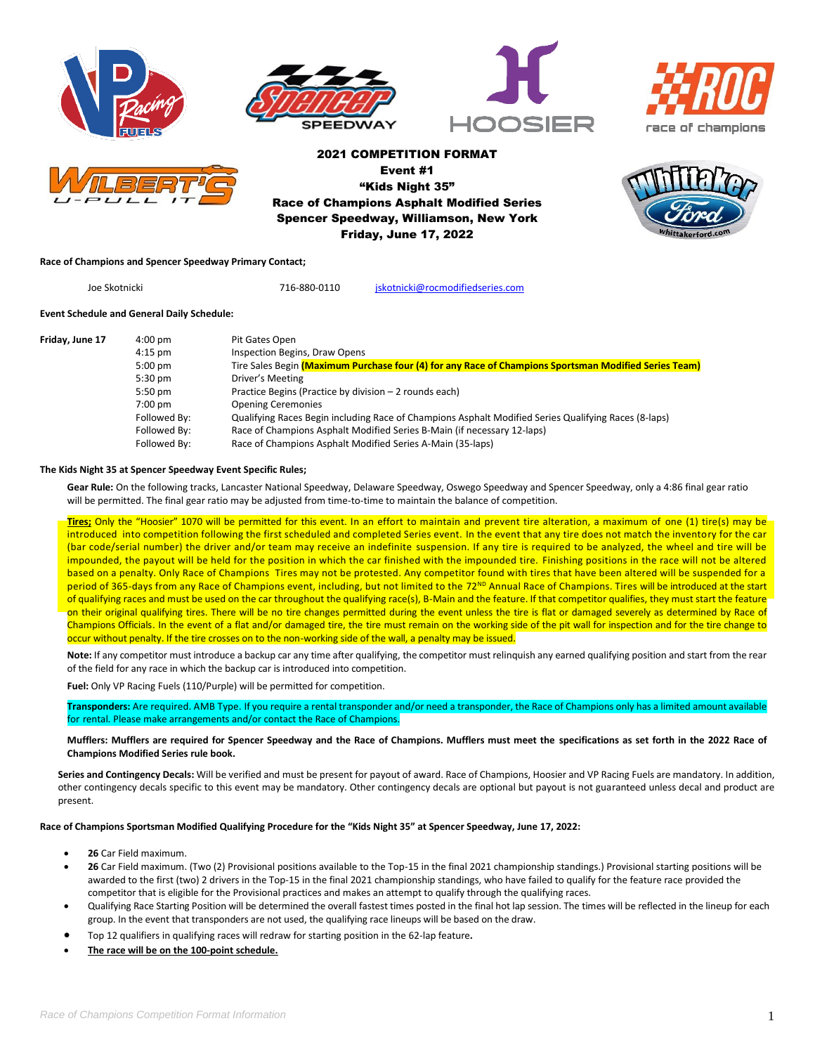# 2021 COMPETITION FORMAT
## Event #1
## "Kids Night 35"
## Race of Champions Asphalt Modified Series
## Spencer Speedway, Williamson, New York
## Friday, June 17, 2022

**Race of Champions and Spencer Speedway Primary Contact;**

Joe Skotnicki 716-880-0110 jskotnicki@rocmodifiedseries.com

**Event Schedule and General Daily Schedule:**

| | | |
|---|---|---|
| **Friday, June 17** | 4:00 pm | Pit Gates Open |
| | 4:15 pm | Inspection Begins, Draw Opens |
| | 5:00 pm | Tire Sales Begin **(Maximum Purchase four (4) for any Race of Champions Sportsman Modified Series Team)** |
| | 5:30 pm | Driver's Meeting |
| | 5:50 pm | Practice Begins (Practice by division – 2 rounds each) |
| | 7:00 pm | Opening Ceremonies |
| | Followed By: | Qualifying Races Begin including Race of Champions Asphalt Modified Series Qualifying Races (8-laps) |
| | Followed By: | Race of Champions Asphalt Modified Series B-Main (if necessary 12-laps) |
| | Followed By: | Race of Champions Asphalt Modified Series A-Main (35-laps) |

**The Kids Night 35 at Spencer Speedway Event Specific Rules;**

**Gear Rule:** On the following tracks, Lancaster National Speedway, Delaware Speedway, Oswego Speedway and Spencer Speedway, only a 4:86 final gear ratio will be permitted. The final gear ratio may be adjusted from time-to-time to maintain the balance of competition.

**Tires;** Only the "Hoosier" 1070 will be permitted for this event. In an effort to maintain and prevent tire alteration, a maximum of one (1) tire(s) may be introduced into competition following the first scheduled and completed Series event. In the event that any tire does not match the inventory for the car (bar code/serial number) the driver and/or team may receive an indefinite suspension. If any tire is required to be analyzed, the wheel and tire will be impounded, the payout will be held for the position in which the car finished with the impounded tire. Finishing positions in the race will not be altered based on a penalty. Only Race of Champions Tires may be protested. Any competitor found with tires that have been altered will be suspended for a period of 365-days from any Race of Champions event, including, but not limited to the 72ND Annual Race of Champions. Tires will be introduced at the start of qualifying races and must be used on the car throughout the qualifying race(s), B-Main and the feature. If that competitor qualifies, they must start the feature on their original qualifying tires. There will be no tire changes permitted during the event unless the tire is flat or damaged severely as determined by Race of Champions Officials. In the event of a flat and/or damaged tire, the tire must remain on the working side of the pit wall for inspection and for the tire change to occur without penalty. If the tire crosses on to the non-working side of the wall, a penalty may be issued.

**Note:** If any competitor must introduce a backup car any time after qualifying, the competitor must relinquish any earned qualifying position and start from the rear of the field for any race in which the backup car is introduced into competition.

**Fuel:** Only VP Racing Fuels (110/Purple) will be permitted for competition.

**Transponders:** Are required. AMB Type. If you require a rental transponder and/or need a transponder, the Race of Champions only has a limited amount available for rental. Please make arrangements and/or contact the Race of Champions.

**Mufflers: Mufflers are required for Spencer Speedway and the Race of Champions. Mufflers must meet the specifications as set forth in the 2022 Race of Champions Modified Series rule book.**

**Series and Contingency Decals:** Will be verified and must be present for payout of award. Race of Champions, Hoosier and VP Racing Fuels are mandatory. In addition, other contingency decals specific to this event may be mandatory. Other contingency decals are optional but payout is not guaranteed unless decal and product are present.

**Race of Champions Sportsman Modified Qualifying Procedure for the "Kids Night 35" at Spencer Speedway, June 17, 2022:**

- **26** Car Field maximum.
- **26** Car Field maximum. (Two (2) Provisional positions available to the Top-15 in the final 2021 championship standings.) Provisional starting positions will be awarded to the first (two) 2 drivers in the Top-15 in the final 2021 championship standings, who have failed to qualify for the feature race provided the competitor that is eligible for the Provisional practices and makes an attempt to qualify through the qualifying races.
- Qualifying Race Starting Position will be determined the overall fastest times posted in the final hot lap session. The times will be reflected in the lineup for each group. In the event that transponders are not used, the qualifying race lineups will be based on the draw.
- Top 12 qualifiers in qualifying races will redraw for starting position in the 62-lap feature**.**
- **The race will be on the 100-point schedule.**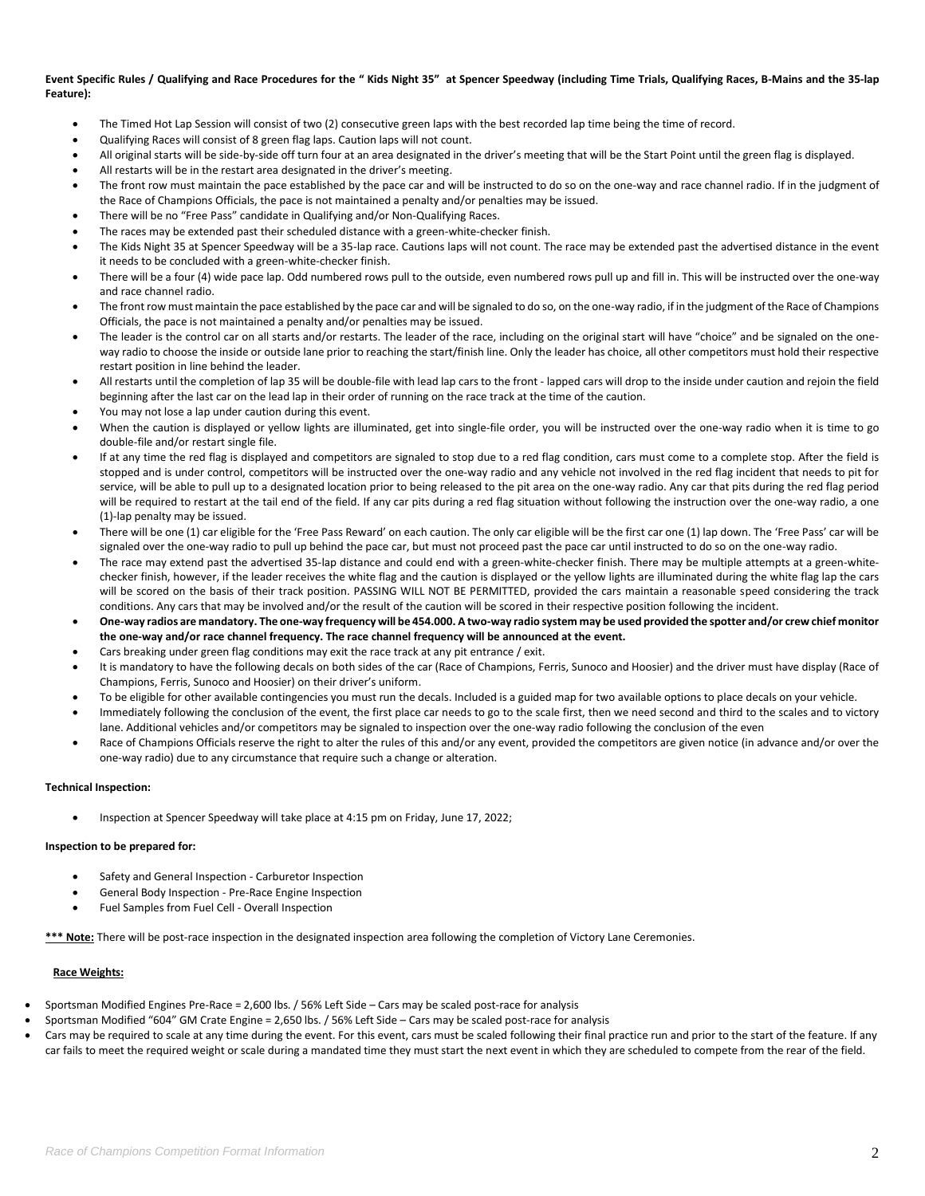**Event Specific Rules / Qualifying and Race Procedures for the " Kids Night 35" at Spencer Speedway (including Time Trials, Qualifying Races, B-Mains and the 35-lap Feature):**

- The Timed Hot Lap Session will consist of two (2) consecutive green laps with the best recorded lap time being the time of record.
- Qualifying Races will consist of 8 green flag laps. Caution laps will not count.
- All original starts will be side-by-side off turn four at an area designated in the driver's meeting that will be the Start Point until the green flag is displayed.
- All restarts will be in the restart area designated in the driver's meeting.
- The front row must maintain the pace established by the pace car and will be instructed to do so on the one-way and race channel radio. If in the judgment of the Race of Champions Officials, the pace is not maintained a penalty and/or penalties may be issued.
- There will be no "Free Pass" candidate in Qualifying and/or Non-Qualifying Races.
- The races may be extended past their scheduled distance with a green-white-checker finish.
- The Kids Night 35 at Spencer Speedway will be a 35-lap race. Cautions laps will not count. The race may be extended past the advertised distance in the event it needs to be concluded with a green-white-checker finish.
- There will be a four (4) wide pace lap. Odd numbered rows pull to the outside, even numbered rows pull up and fill in. This will be instructed over the one-way and race channel radio.
- The front row must maintain the pace established by the pace car and will be signaled to do so, on the one-way radio, if in the judgment of the Race of Champions Officials, the pace is not maintained a penalty and/or penalties may be issued.
- The leader is the control car on all starts and/or restarts. The leader of the race, including on the original start will have "choice" and be signaled on the one-way radio to choose the inside or outside lane prior to reaching the start/finish line. Only the leader has choice, all other competitors must hold their respective restart position in line behind the leader.
- All restarts until the completion of lap 35 will be double-file with lead lap cars to the front - lapped cars will drop to the inside under caution and rejoin the field beginning after the last car on the lead lap in their order of running on the race track at the time of the caution.
- You may not lose a lap under caution during this event.
- When the caution is displayed or yellow lights are illuminated, get into single-file order, you will be instructed over the one-way radio when it is time to go double-file and/or restart single file.
- If at any time the red flag is displayed and competitors are signaled to stop due to a red flag condition, cars must come to a complete stop. After the field is stopped and is under control, competitors will be instructed over the one-way radio and any vehicle not involved in the red flag incident that needs to pit for service, will be able to pull up to a designated location prior to being released to the pit area on the one-way radio. Any car that pits during the red flag period will be required to restart at the tail end of the field. If any car pits during a red flag situation without following the instruction over the one-way radio, a one (1)-lap penalty may be issued.
- There will be one (1) car eligible for the 'Free Pass Reward' on each caution. The only car eligible will be the first car one (1) lap down. The 'Free Pass' car will be signaled over the one-way radio to pull up behind the pace car, but must not proceed past the pace car until instructed to do so on the one-way radio.
- The race may extend past the advertised 35-lap distance and could end with a green-white-checker finish. There may be multiple attempts at a green-white-checker finish, however, if the leader receives the white flag and the caution is displayed or the yellow lights are illuminated during the white flag lap the cars will be scored on the basis of their track position. PASSING WILL NOT BE PERMITTED, provided the cars maintain a reasonable speed considering the track conditions. Any cars that may be involved and/or the result of the caution will be scored in their respective position following the incident.
- **One-way radios are mandatory. The one-way frequency will be 454.000. A two-way radio system may be used provided the spotter and/or crew chief monitor the one-way and/or race channel frequency. The race channel frequency will be announced at the event.**
- Cars breaking under green flag conditions may exit the race track at any pit entrance / exit.
- It is mandatory to have the following decals on both sides of the car (Race of Champions, Ferris, Sunoco and Hoosier) and the driver must have display (Race of Champions, Ferris, Sunoco and Hoosier) on their driver's uniform.
- To be eligible for other available contingencies you must run the decals. Included is a guided map for two available options to place decals on your vehicle.
- Immediately following the conclusion of the event, the first place car needs to go to the scale first, then we need second and third to the scales and to victory lane. Additional vehicles and/or competitors may be signaled to inspection over the one-way radio following the conclusion of the even
- Race of Champions Officials reserve the right to alter the rules of this and/or any event, provided the competitors are given notice (in advance and/or over the one-way radio) due to any circumstance that require such a change or alteration.

**Technical Inspection:**

- Inspection at Spencer Speedway will take place at 4:15 pm on Friday, June 17, 2022;

**Inspection to be prepared for:**

- Safety and General Inspection - Carburetor Inspection
- General Body Inspection - Pre-Race Engine Inspection
- Fuel Samples from Fuel Cell - Overall Inspection

***** Note:** There will be post-race inspection in the designated inspection area following the completion of Victory Lane Ceremonies.

**Race Weights:**

- Sportsman Modified Engines Pre-Race = 2,600 lbs. / 56% Left Side – Cars may be scaled post-race for analysis
- Sportsman Modified "604" GM Crate Engine = 2,650 lbs. / 56% Left Side – Cars may be scaled post-race for analysis
- Cars may be required to scale at any time during the event. For this event, cars must be scaled following their final practice run and prior to the start of the feature. If any car fails to meet the required weight or scale during a mandated time they must start the next event in which they are scheduled to compete from the rear of the field.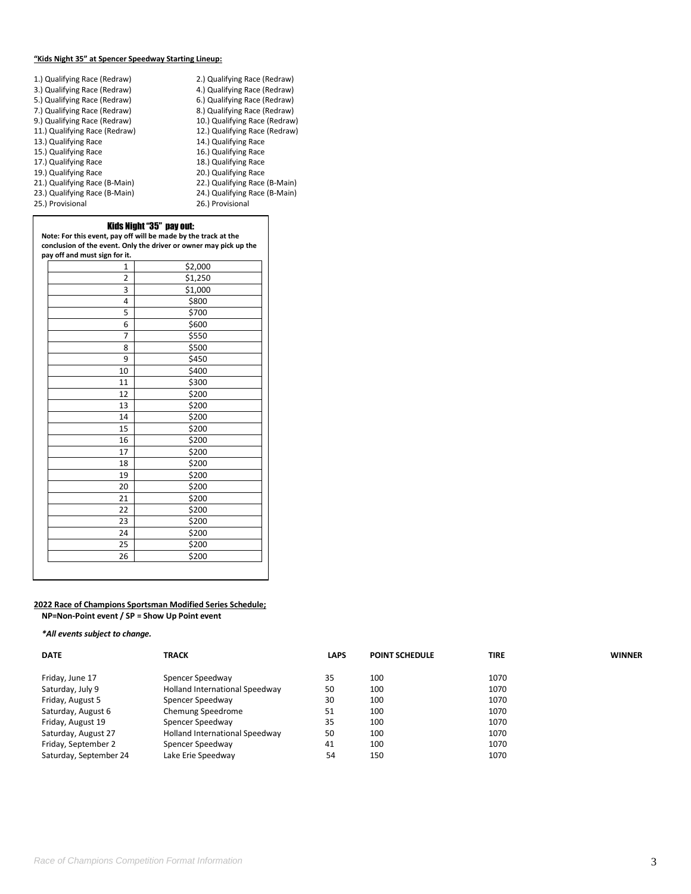**"Kids Night 35" at Spencer Speedway Starting Lineup:**

1.) Qualifying Race (Redraw)
2.) Qualifying Race (Redraw)
3.) Qualifying Race (Redraw)
4.) Qualifying Race (Redraw)
5.) Qualifying Race (Redraw)
6.) Qualifying Race (Redraw)
7.) Qualifying Race (Redraw)
8.) Qualifying Race (Redraw)
9.) Qualifying Race (Redraw)
10.) Qualifying Race (Redraw)
11.) Qualifying Race (Redraw)
12.) Qualifying Race (Redraw)
13.) Qualifying Race
14.) Qualifying Race
15.) Qualifying Race
16.) Qualifying Race
17.) Qualifying Race
18.) Qualifying Race
19.) Qualifying Race
20.) Qualifying Race
21.) Qualifying Race (B-Main)
22.) Qualifying Race (B-Main)
23.) Qualifying Race (B-Main)
24.) Qualifying Race (B-Main)
25.) Provisional
26.) Provisional

### Kids Night "35" pay out:

**Note: For this event, pay off will be made by the track at the conclusion of the event. Only the driver or owner may pick up the pay off and must sign for it.**

| Position | Pay |
|---|---|
| 1 | $2,000 |
| 2 | $1,250 |
| 3 | $1,000 |
| 4 | $800 |
| 5 | $700 |
| 6 | $600 |
| 7 | $550 |
| 8 | $500 |
| 9 | $450 |
| 10 | $400 |
| 11 | $300 |
| 12 | $200 |
| 13 | $200 |
| 14 | $200 |
| 15 | $200 |
| 16 | $200 |
| 17 | $200 |
| 18 | $200 |
| 19 | $200 |
| 20 | $200 |
| 21 | $200 |
| 22 | $200 |
| 23 | $200 |
| 24 | $200 |
| 25 | $200 |
| 26 | $200 |

**2022 Race of Champions Sportsman Modified Series Schedule;**
**NP=Non-Point event / SP = Show Up Point event**

***All events subject to change.**

| DATE | TRACK | LAPS | POINT SCHEDULE | TIRE | WINNER |
|---|---|---|---|---|---|
| Friday, June 17 | Spencer Speedway | 35 | 100 | 1070 | |
| Saturday, July 9 | Holland International Speedway | 50 | 100 | 1070 | |
| Friday, August 5 | Spencer Speedway | 30 | 100 | 1070 | |
| Saturday, August 6 | Chemung Speedrome | 51 | 100 | 1070 | |
| Friday, August 19 | Spencer Speedway | 35 | 100 | 1070 | |
| Saturday, August 27 | Holland International Speedway | 50 | 100 | 1070 | |
| Friday, September 2 | Spencer Speedway | 41 | 100 | 1070 | |
| Saturday, September 24 | Lake Erie Speedway | 54 | 150 | 1070 | |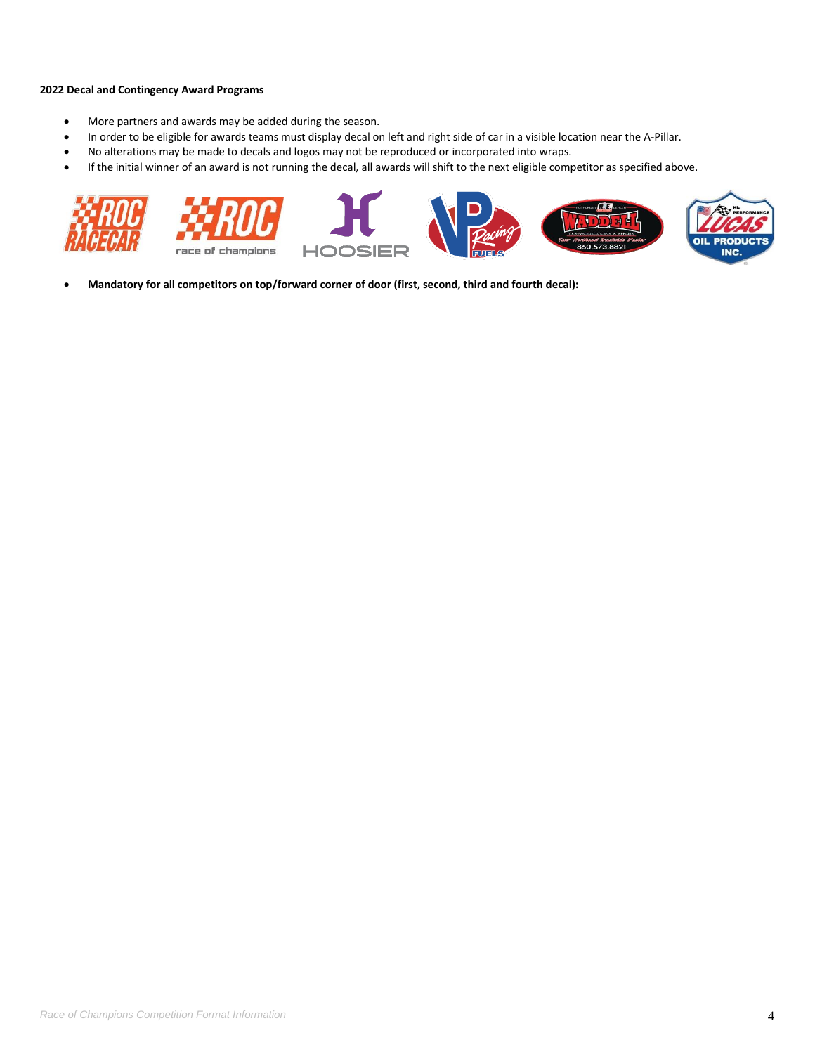**2022 Decal and Contingency Award Programs**

- More partners and awards may be added during the season.
- In order to be eligible for awards teams must display decal on left and right side of car in a visible location near the A-Pillar.
- No alterations may be made to decals and logos may not be reproduced or incorporated into wraps.
- If the initial winner of an award is not running the decal, all awards will shift to the next eligible competitor as specified above.

- **Mandatory for all competitors on top/forward corner of door (first, second, third and fourth decal):**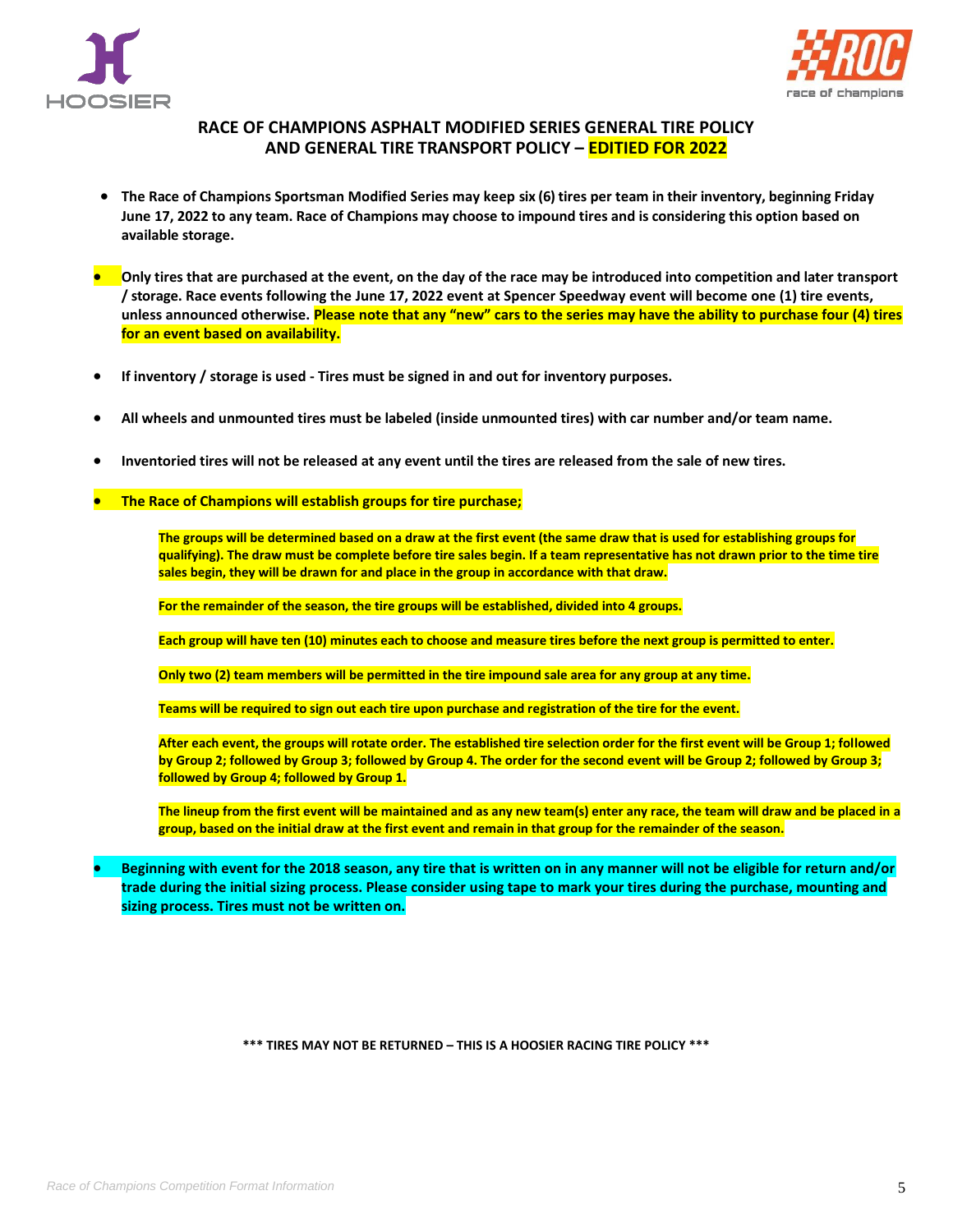## RACE OF CHAMPIONS ASPHALT MODIFIED SERIES GENERAL TIRE POLICY AND GENERAL TIRE TRANSPORT POLICY – EDITIED FOR 2022

- **The Race of Champions Sportsman Modified Series may keep six (6) tires per team in their inventory, beginning Friday June 17, 2022 to any team. Race of Champions may choose to impound tires and is considering this option based on available storage.**
- **Only tires that are purchased at the event, on the day of the race may be introduced into competition and later transport / storage. Race events following the June 17, 2022 event at Spencer Speedway event will become one (1) tire events, unless announced otherwise. Please note that any "new" cars to the series may have the ability to purchase four (4) tires for an event based on availability.**
- **If inventory / storage is used - Tires must be signed in and out for inventory purposes.**
- **All wheels and unmounted tires must be labeled (inside unmounted tires) with car number and/or team name.**
- **Inventoried tires will not be released at any event until the tires are released from the sale of new tires.**
- **The Race of Champions will establish groups for tire purchase;**

  **The groups will be determined based on a draw at the first event (the same draw that is used for establishing groups for qualifying). The draw must be complete before tire sales begin. If a team representative has not drawn prior to the time tire sales begin, they will be drawn for and place in the group in accordance with that draw.**

  **For the remainder of the season, the tire groups will be established, divided into 4 groups.**

  **Each group will have ten (10) minutes each to choose and measure tires before the next group is permitted to enter.**

  **Only two (2) team members will be permitted in the tire impound sale area for any group at any time.**

  **Teams will be required to sign out each tire upon purchase and registration of the tire for the event.**

  **After each event, the groups will rotate order. The established tire selection order for the first event will be Group 1; followed by Group 2; followed by Group 3; followed by Group 4. The order for the second event will be Group 2; followed by Group 3; followed by Group 4; followed by Group 1.**

  **The lineup from the first event will be maintained and as any new team(s) enter any race, the team will draw and be placed in a group, based on the initial draw at the first event and remain in that group for the remainder of the season.**

- **Beginning with event for the 2018 season, any tire that is written on in any manner will not be eligible for return and/or trade during the initial sizing process. Please consider using tape to mark your tires during the purchase, mounting and sizing process. Tires must not be written on.**

**\*\*\* TIRES MAY NOT BE RETURNED – THIS IS A HOOSIER RACING TIRE POLICY \*\*\***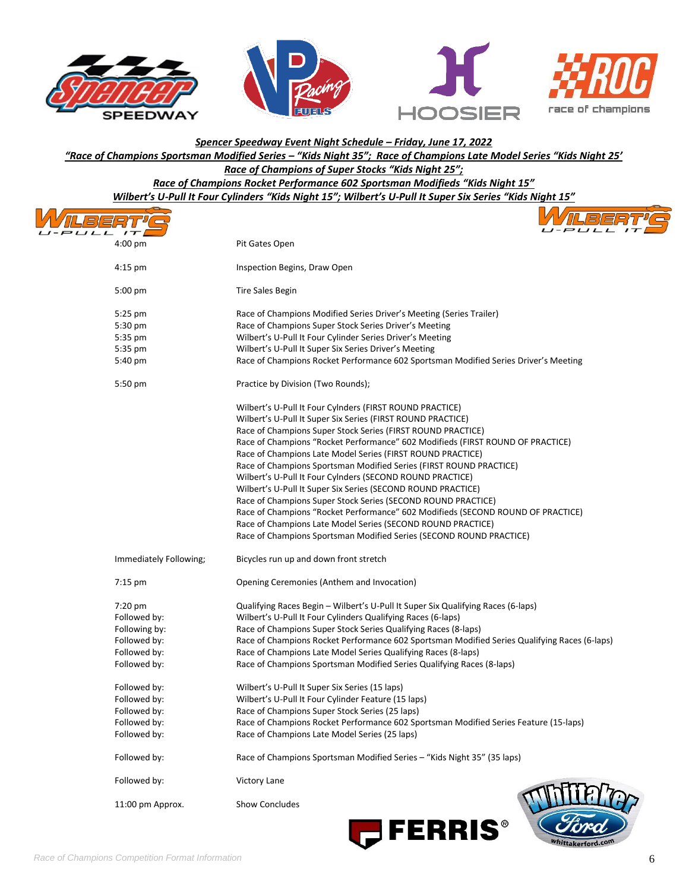**_Spencer Speedway Event Night Schedule – Friday, June 17, 2022_**

**_"Race of Champions Sportsman Modified Series – "Kids Night 35"; Race of Champions Late Model Series "Kids Night 25'_**

**_Race of Champions of Super Stocks "Kids Night 25";_**

**_Race of Champions Rocket Performance 602 Sportsman Modifieds "Kids Night 15"_**

**_Wilbert's U-Pull It Four Cylinders "Kids Night 15"; Wilbert's U-Pull It Super Six Series "Kids Night 15"_**

| | |
|---|---|
| 4:00 pm | Pit Gates Open |
| 4:15 pm | Inspection Begins, Draw Open |
| 5:00 pm | Tire Sales Begin |
| 5:25 pm | Race of Champions Modified Series Driver's Meeting (Series Trailer) |
| 5:30 pm | Race of Champions Super Stock Series Driver's Meeting |
| 5:35 pm | Wilbert's U-Pull It Four Cylinder Series Driver's Meeting |
| 5:35 pm | Wilbert's U-Pull It Super Six Series Driver's Meeting |
| 5:40 pm | Race of Champions Rocket Performance 602 Sportsman Modified Series Driver's Meeting |
| 5:50 pm | Practice by Division (Two Rounds); |
| | Wilbert's U-Pull It Four Cylnders (FIRST ROUND PRACTICE) |
| | Wilbert's U-Pull It Super Six Series (FIRST ROUND PRACTICE) |
| | Race of Champions Super Stock Series (FIRST ROUND PRACTICE) |
| | Race of Champions "Rocket Performance" 602 Modifieds (FIRST ROUND OF PRACTICE) |
| | Race of Champions Late Model Series (FIRST ROUND PRACTICE) |
| | Race of Champions Sportsman Modified Series (FIRST ROUND PRACTICE) |
| | Wilbert's U-Pull It Four Cylnders (SECOND ROUND PRACTICE) |
| | Wilbert's U-Pull It Super Six Series (SECOND ROUND PRACTICE) |
| | Race of Champions Super Stock Series (SECOND ROUND PRACTICE) |
| | Race of Champions "Rocket Performance" 602 Modifieds (SECOND ROUND OF PRACTICE) |
| | Race of Champions Late Model Series (SECOND ROUND PRACTICE) |
| | Race of Champions Sportsman Modified Series (SECOND ROUND PRACTICE) |
| Immediately Following; | Bicycles run up and down front stretch |
| 7:15 pm | Opening Ceremonies (Anthem and Invocation) |
| 7:20 pm | Qualifying Races Begin – Wilbert's U-Pull It Super Six Qualifying Races (6-laps) |
| Followed by: | Wilbert's U-Pull It Four Cylinders Qualifying Races (6-laps) |
| Following by: | Race of Champions Super Stock Series Qualifying Races (8-laps) |
| Followed by: | Race of Champions Rocket Performance 602 Sportsman Modified Series Qualifying Races (6-laps) |
| Followed by: | Race of Champions Late Model Series Qualifying Races (8-laps) |
| Followed by: | Race of Champions Sportsman Modified Series Qualifying Races (8-laps) |
| Followed by: | Wilbert's U-Pull It Super Six Series (15 laps) |
| Followed by: | Wilbert's U-Pull It Four Cylinder Feature (15 laps) |
| Followed by: | Race of Champions Super Stock Series (25 laps) |
| Followed by: | Race of Champions Rocket Performance 602 Sportsman Modified Series Feature (15-laps) |
| Followed by: | Race of Champions Late Model Series (25 laps) |
| Followed by: | Race of Champions Sportsman Modified Series – "Kids Night 35" (35 laps) |
| Followed by: | Victory Lane |
| 11:00 pm Approx. | Show Concludes |